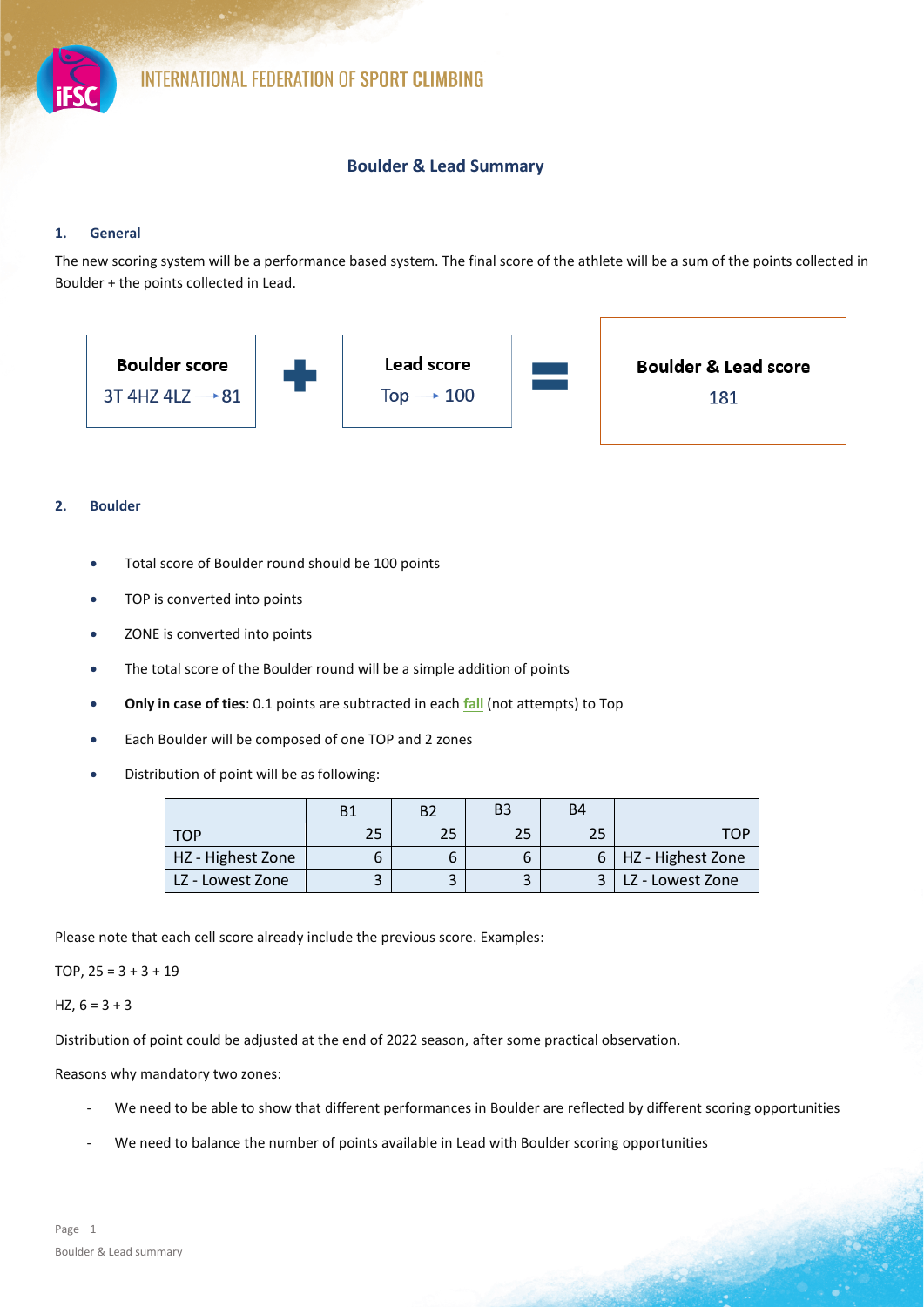## Boulder & Lead Summary

### 1. General

The new scoring system will be a performance based system. The final score of the athlete will be a sum of the points collected in Boulder + the points collected in Lead.

**Boulder score** 3T 4HZ 4LZ → 81 **+** **Lead score** Top → 100 **=** **Boulder & Lead score** 181

### 2. Boulder

- Total score of Boulder round should be 100 points
- TOP is converted into points
- ZONE is converted into points
- The total score of the Boulder round will be a simple addition of points
- **Only in case of ties**: 0.1 points are subtracted in each **fall** (not attempts) to Top
- Each Boulder will be composed of one TOP and 2 zones
- Distribution of point will be as following:

| | B1 | B2 | B3 | B4 | |
|---|---|---|---|---|---|
| TOP | 25 | 25 | 25 | 25 | TOP |
| HZ - Highest Zone | 6 | 6 | 6 | 6 | HZ - Highest Zone |
| LZ - Lowest Zone | 3 | 3 | 3 | 3 | LZ - Lowest Zone |

Please note that each cell score already include the previous score. Examples:

TOP, 25 = 3 + 3 + 19

HZ, 6 = 3 + 3

Distribution of point could be adjusted at the end of 2022 season, after some practical observation.

Reasons why mandatory two zones:

- We need to be able to show that different performances in Boulder are reflected by different scoring opportunities
- We need to balance the number of points available in Lead with Boulder scoring opportunities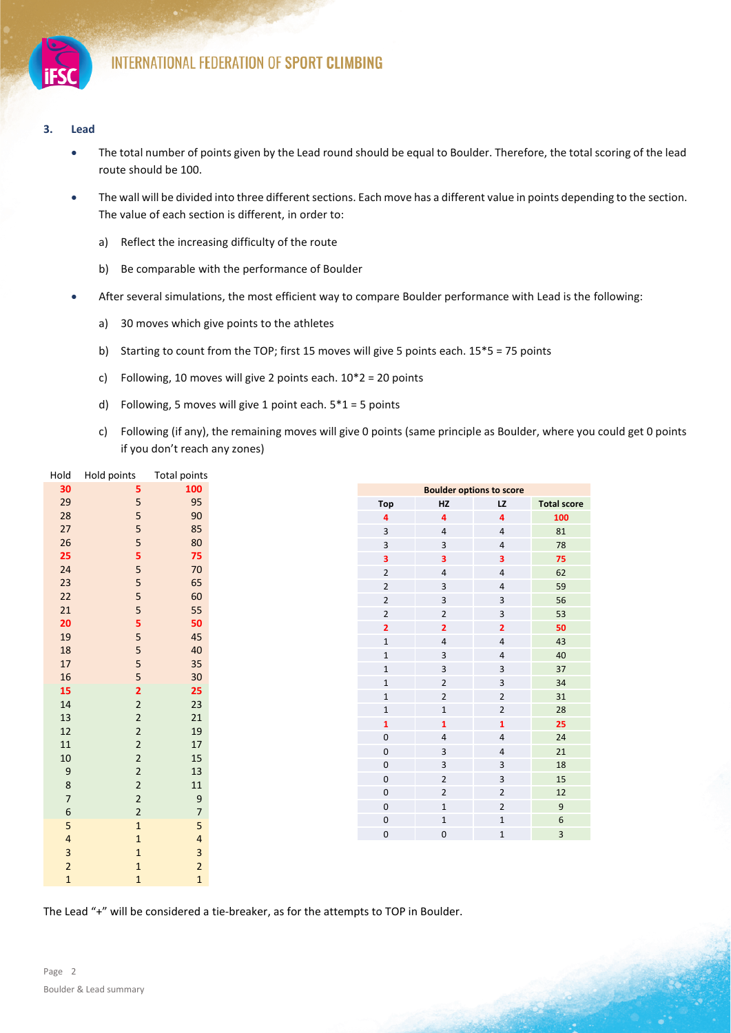### 3. Lead

- The total number of points given by the Lead round should be equal to Boulder. Therefore, the total scoring of the lead route should be 100.
- The wall will be divided into three different sections. Each move has a different value in points depending to the section. The value of each section is different, in order to:
  a) Reflect the increasing difficulty of the route
  b) Be comparable with the performance of Boulder
- After several simulations, the most efficient way to compare Boulder performance with Lead is the following:
  a) 30 moves which give points to the athletes
  b) Starting to count from the TOP; first 15 moves will give 5 points each. 15*5 = 75 points
  c) Following, 10 moves will give 2 points each. 10*2 = 20 points
  d) Following, 5 moves will give 1 point each. 5*1 = 5 points
  c) Following (if any), the remaining moves will give 0 points (same principle as Boulder, where you could get 0 points if you don't reach any zones)

| Hold | Hold points | Total points |
|---|---|---|
| **30** | **5** | **100** |
| 29 | 5 | 95 |
| 28 | 5 | 90 |
| 27 | 5 | 85 |
| 26 | 5 | 80 |
| **25** | **5** | **75** |
| 24 | 5 | 70 |
| 23 | 5 | 65 |
| 22 | 5 | 60 |
| 21 | 5 | 55 |
| **20** | **5** | **50** |
| 19 | 5 | 45 |
| 18 | 5 | 40 |
| 17 | 5 | 35 |
| 16 | 5 | 30 |
| **15** | **2** | **25** |
| 14 | 2 | 23 |
| 13 | 2 | 21 |
| 12 | 2 | 19 |
| 11 | 2 | 17 |
| 10 | 2 | 15 |
| 9 | 2 | 13 |
| 8 | 2 | 11 |
| 7 | 2 | 9 |
| 6 | 2 | 7 |
| 5 | 1 | 5 |
| 4 | 1 | 4 |
| 3 | 1 | 3 |
| 2 | 1 | 2 |
| 1 | 1 | 1 |

| Boulder options to score | | | |
|---|---|---|---|
| **Top** | **HZ** | **LZ** | **Total score** |
| **4** | **4** | **4** | **100** |
| 3 | 4 | 4 | 81 |
| 3 | 3 | 4 | 78 |
| **3** | **3** | **3** | **75** |
| 2 | 4 | 4 | 62 |
| 2 | 3 | 4 | 59 |
| 2 | 3 | 3 | 56 |
| 2 | 2 | 3 | 53 |
| **2** | **2** | **2** | **50** |
| 1 | 4 | 4 | 43 |
| 1 | 3 | 4 | 40 |
| 1 | 3 | 3 | 37 |
| 1 | 2 | 3 | 34 |
| 1 | 2 | 2 | 31 |
| 1 | 1 | 2 | 28 |
| **1** | **1** | **1** | **25** |
| 0 | 4 | 4 | 24 |
| 0 | 3 | 4 | 21 |
| 0 | 3 | 3 | 18 |
| 0 | 2 | 3 | 15 |
| 0 | 2 | 2 | 12 |
| 0 | 1 | 2 | 9 |
| 0 | 1 | 1 | 6 |
| 0 | 0 | 1 | 3 |

The Lead "+" will be considered a tie-breaker, as for the attempts to TOP in Boulder.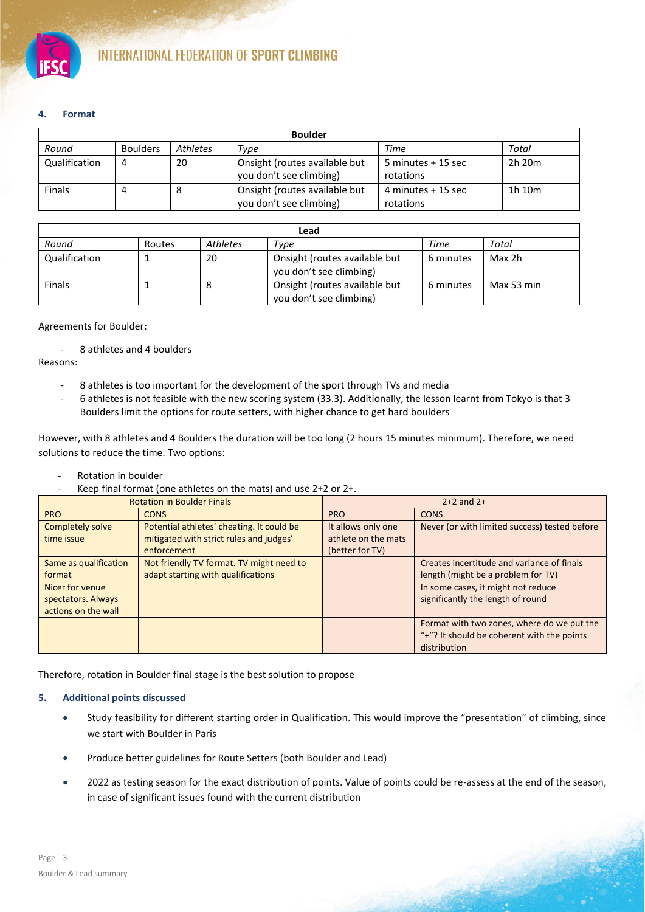## 4. Format

| Boulder | | | | | |
|---|---|---|---|---|---|
| *Round* | Boulders | *Athletes* | *Type* | *Time* | *Total* |
| Qualification | 4 | 20 | Onsight (routes available but you don't see climbing) | 5 minutes + 15 sec rotations | 2h 20m |
| Finals | 4 | 8 | Onsight (routes available but you don't see climbing) | 4 minutes + 15 sec rotations | 1h 10m |

| Lead | | | | | |
|---|---|---|---|---|---|
| *Round* | Routes | *Athletes* | *Type* | *Time* | *Total* |
| Qualification | 1 | 20 | Onsight (routes available but you don't see climbing) | 6 minutes | Max 2h |
| Finals | 1 | 8 | Onsight (routes available but you don't see climbing) | 6 minutes | Max 53 min |

Agreements for Boulder:

- 8 athletes and 4 boulders

Reasons:

- 8 athletes is too important for the development of the sport through TVs and media
- 6 athletes is not feasible with the new scoring system (33.3). Additionally, the lesson learnt from Tokyo is that 3 Boulders limit the options for route setters, with higher chance to get hard boulders

However, with 8 athletes and 4 Boulders the duration will be too long (2 hours 15 minutes minimum). Therefore, we need solutions to reduce the time. Two options:

- Rotation in boulder
- Keep final format (one athletes on the mats) and use 2+2 or 2+.

| Rotation in Boulder Finals | | 2+2 and 2+ | |
|---|---|---|---|
| PRO | CONS | PRO | CONS |
| Completely solve time issue | Potential athletes' cheating. It could be mitigated with strict rules and judges' enforcement | It allows only one athlete on the mats (better for TV) | Never (or with limited success) tested before |
| Same as qualification format | Not friendly TV format. TV might need to adapt starting with qualifications | | Creates incertitude and variance of finals length (might be a problem for TV) |
| Nicer for venue spectators. Always actions on the wall | | | In some cases, it might not reduce significantly the length of round |
| | | | Format with two zones, where do we put the "+"? It should be coherent with the points distribution |

Therefore, rotation in Boulder final stage is the best solution to propose

## 5. Additional points discussed

- Study feasibility for different starting order in Qualification. This would improve the "presentation" of climbing, since we start with Boulder in Paris
- Produce better guidelines for Route Setters (both Boulder and Lead)
- 2022 as testing season for the exact distribution of points. Value of points could be re-assess at the end of the season, in case of significant issues found with the current distribution